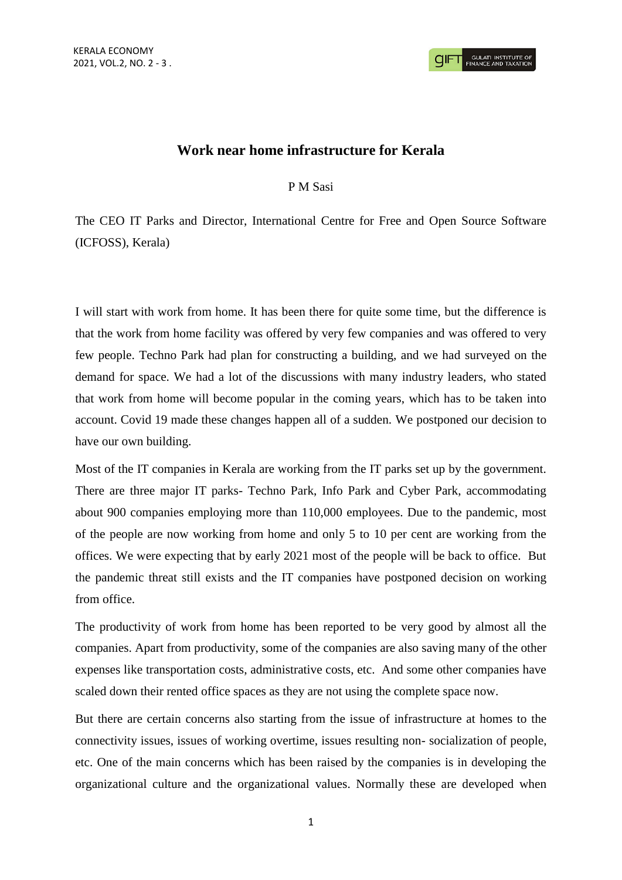# Work near home infrastructure for Kerala

P M Sasi

The CEO IT Parks and Director, International Centre for Free and Open Source Software (ICFOSS), Kerala)

I will start with work from home. It has been there for quite some time, but the difference is that the work from home facility was offered by very few companies and was offered to very few people. Techno Park had plan for constructing a building, and we had surveyed on the demand for space. We had a lot of the discussions with many industry leaders, who stated that work from home will become popular in the coming years, which has to be taken into account. Covid 19 made these changes happen all of a sudden. We postponed our decision to have our own building.

Most of the IT companies in Kerala are working from the IT parks set up by the government. There are three major IT parks- Techno Park, Info Park and Cyber Park, accommodating about 900 companies employing more than 110,000 employees. Due to the pandemic, most of the people are now working from home and only 5 to 10 per cent are working from the offices. We were expecting that by early 2021 most of the people will be back to office. But the pandemic threat still exists and the IT companies have postponed decision on working from office.

The productivity of work from home has been reported to be very good by almost all the companies. Apart from productivity, some of the companies are also saving many of the other expenses like transportation costs, administrative costs, etc. And some other companies have scaled down their rented office spaces as they are not using the complete space now.

But there are certain concerns also starting from the issue of infrastructure at homes to the connectivity issues, issues of working overtime, issues resulting non- socialization of people, etc. One of the main concerns which has been raised by the companies is in developing the organizational culture and the organizational values. Normally these are developed when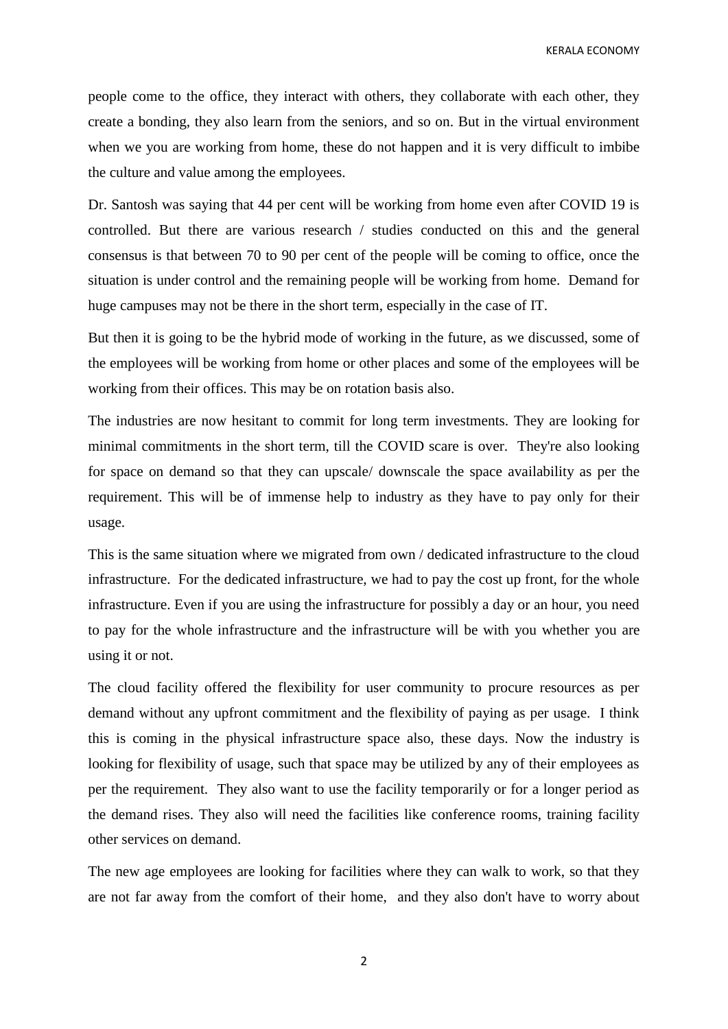people come to the office, they interact with others, they collaborate with each other, they create a bonding, they also learn from the seniors, and so on. But in the virtual environment when we you are working from home, these do not happen and it is very difficult to imbibe the culture and value among the employees.

Dr. Santosh was saying that 44 per cent will be working from home even after COVID 19 is controlled. But there are various research / studies conducted on this and the general consensus is that between 70 to 90 per cent of the people will be coming to office, once the situation is under control and the remaining people will be working from home. Demand for huge campuses may not be there in the short term, especially in the case of IT.

But then it is going to be the hybrid mode of working in the future, as we discussed, some of the employees will be working from home or other places and some of the employees will be working from their offices. This may be on rotation basis also.

The industries are now hesitant to commit for long term investments. They are looking for minimal commitments in the short term, till the COVID scare is over. They're also looking for space on demand so that they can upscale/ downscale the space availability as per the requirement. This will be of immense help to industry as they have to pay only for their usage.

This is the same situation where we migrated from own / dedicated infrastructure to the cloud infrastructure. For the dedicated infrastructure, we had to pay the cost up front, for the whole infrastructure. Even if you are using the infrastructure for possibly a day or an hour, you need to pay for the whole infrastructure and the infrastructure will be with you whether you are using it or not.

The cloud facility offered the flexibility for user community to procure resources as per demand without any upfront commitment and the flexibility of paying as per usage. I think this is coming in the physical infrastructure space also, these days. Now the industry is looking for flexibility of usage, such that space may be utilized by any of their employees as per the requirement. They also want to use the facility temporarily or for a longer period as the demand rises. They also will need the facilities like conference rooms, training facility other services on demand.

The new age employees are looking for facilities where they can walk to work, so that they are not far away from the comfort of their home, and they also don't have to worry about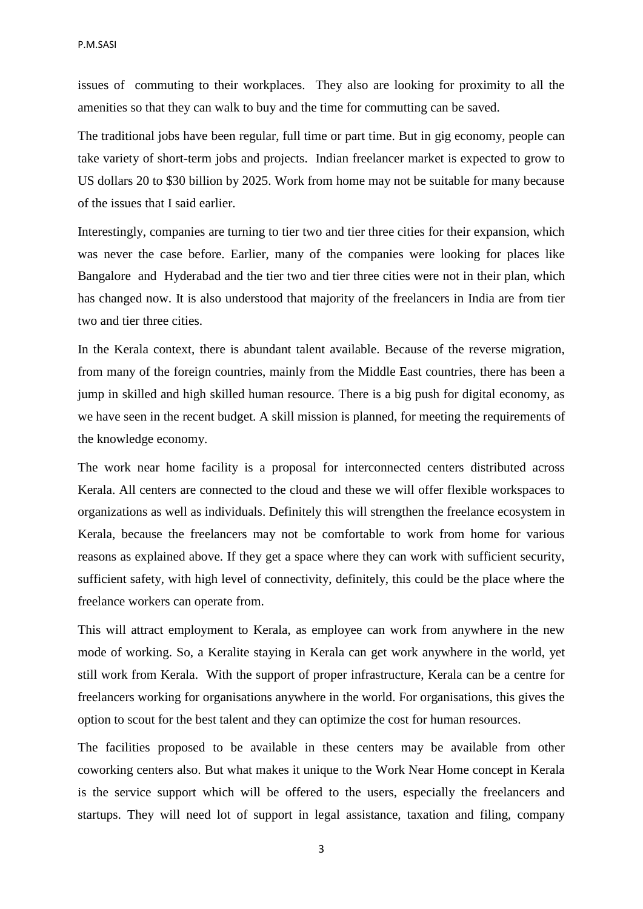issues of commuting to their workplaces. They also are looking for proximity to all the amenities so that they can walk to buy and the time for commutting can be saved.

The traditional jobs have been regular, full time or part time. But in gig economy, people can take variety of short-term jobs and projects. Indian freelancer market is expected to grow to US dollars 20 to $30 billion by 2025. Work from home may not be suitable for many because of the issues that I said earlier.

Interestingly, companies are turning to tier two and tier three cities for their expansion, which was never the case before. Earlier, many of the companies were looking for places like Bangalore and Hyderabad and the tier two and tier three cities were not in their plan, which has changed now. It is also understood that majority of the freelancers in India are from tier two and tier three cities.

In the Kerala context, there is abundant talent available. Because of the reverse migration, from many of the foreign countries, mainly from the Middle East countries, there has been a jump in skilled and high skilled human resource. There is a big push for digital economy, as we have seen in the recent budget. A skill mission is planned, for meeting the requirements of the knowledge economy.

The work near home facility is a proposal for interconnected centers distributed across Kerala. All centers are connected to the cloud and these we will offer flexible workspaces to organizations as well as individuals. Definitely this will strengthen the freelance ecosystem in Kerala, because the freelancers may not be comfortable to work from home for various reasons as explained above. If they get a space where they can work with sufficient security, sufficient safety, with high level of connectivity, definitely, this could be the place where the freelance workers can operate from.

This will attract employment to Kerala, as employee can work from anywhere in the new mode of working. So, a Keralite staying in Kerala can get work anywhere in the world, yet still work from Kerala. With the support of proper infrastructure, Kerala can be a centre for freelancers working for organisations anywhere in the world. For organisations, this gives the option to scout for the best talent and they can optimize the cost for human resources.

The facilities proposed to be available in these centers may be available from other coworking centers also. But what makes it unique to the Work Near Home concept in Kerala is the service support which will be offered to the users, especially the freelancers and startups. They will need lot of support in legal assistance, taxation and filing, company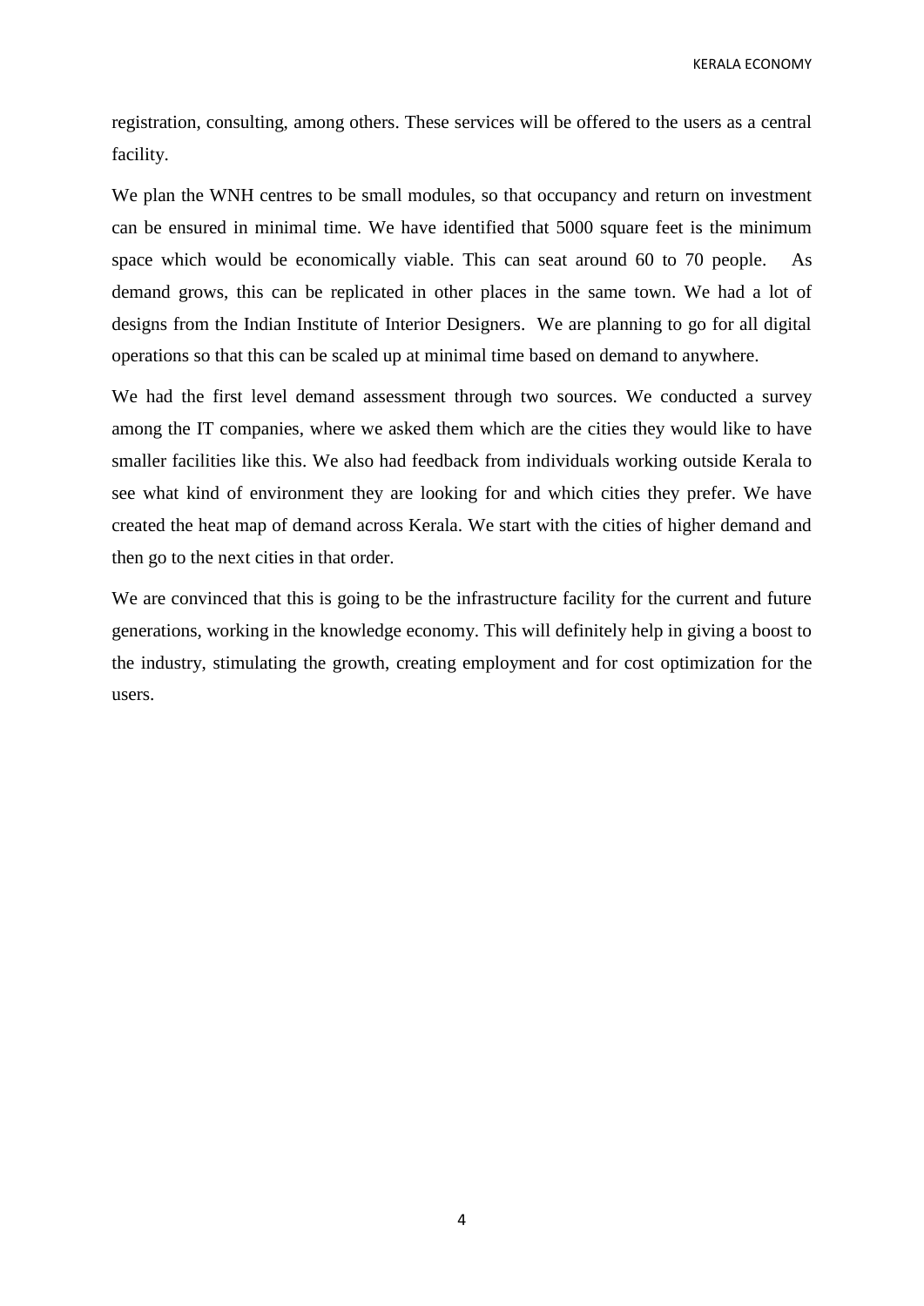registration, consulting, among others. These services will be offered to the users as a central facility.

We plan the WNH centres to be small modules, so that occupancy and return on investment can be ensured in minimal time. We have identified that 5000 square feet is the minimum space which would be economically viable. This can seat around 60 to 70 people. As demand grows, this can be replicated in other places in the same town. We had a lot of designs from the Indian Institute of Interior Designers. We are planning to go for all digital operations so that this can be scaled up at minimal time based on demand to anywhere.

We had the first level demand assessment through two sources. We conducted a survey among the IT companies, where we asked them which are the cities they would like to have smaller facilities like this. We also had feedback from individuals working outside Kerala to see what kind of environment they are looking for and which cities they prefer. We have created the heat map of demand across Kerala. We start with the cities of higher demand and then go to the next cities in that order.

We are convinced that this is going to be the infrastructure facility for the current and future generations, working in the knowledge economy. This will definitely help in giving a boost to the industry, stimulating the growth, creating employment and for cost optimization for the users.